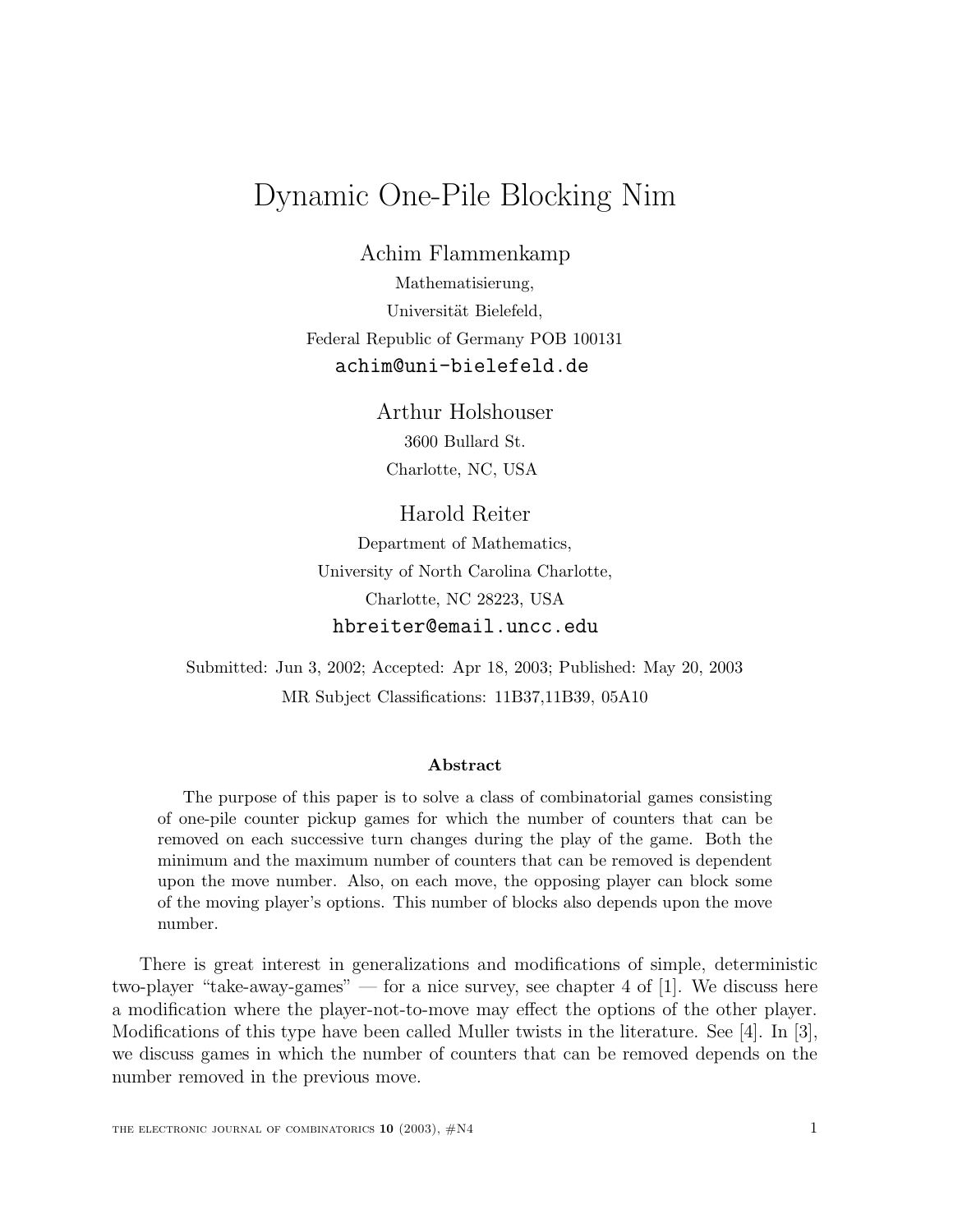# Dynamic One-Pile Blocking Nim

Achim Flammenkamp

Mathematisierung,

Universität Bielefeld,

Federal Republic of Germany POB 100131

achim@uni-bielefeld.de

Arthur Holshouser

3600 Bullard St.

Charlotte, NC, USA

Harold Reiter

Department of Mathematics,

University of North Carolina Charlotte,

Charlotte, NC 28223, USA

hbreiter@email.uncc.edu

Submitted: Jun 3, 2002; Accepted: Apr 18, 2003; Published: May 20, 2003

MR Subject Classifications: 11B37,11B39, 05A10

**Abstract**

The purpose of this paper is to solve a class of combinatorial games consisting of one-pile counter pickup games for which the number of counters that can be removed on each successive turn changes during the play of the game. Both the minimum and the maximum number of counters that can be removed is dependent upon the move number. Also, on each move, the opposing player can block some of the moving player's options. This number of blocks also depends upon the move number.

There is great interest in generalizations and modifications of simple, deterministic two-player "take-away-games" — for a nice survey, see chapter 4 of [1]. We discuss here a modification where the player-not-to-move may effect the options of the other player. Modifications of this type have been called Muller twists in the literature. See [4]. In [3], we discuss games in which the number of counters that can be removed depends on the number removed in the previous move.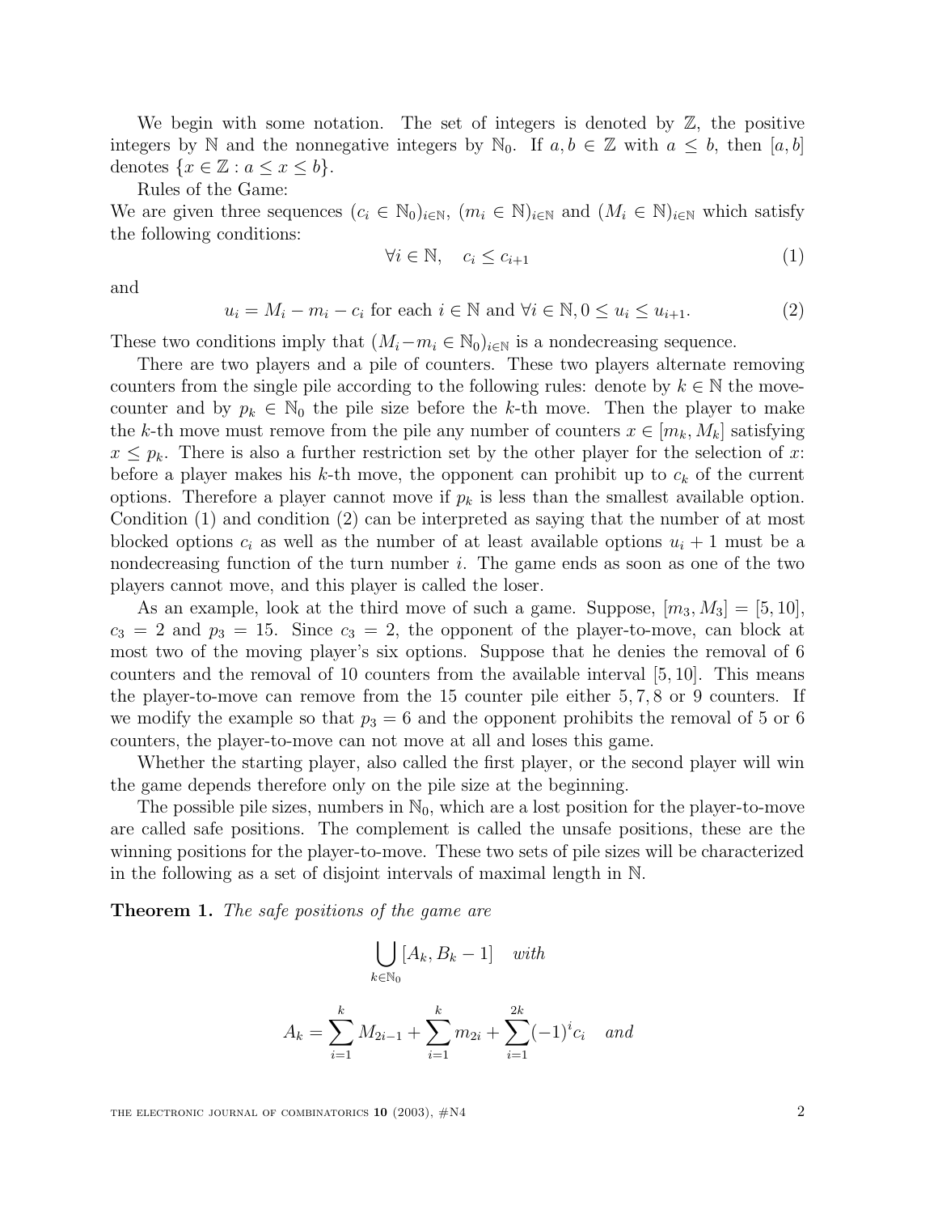We begin with some notation. The set of integers is denoted by $\mathbb{Z}$, the positive integers by $\mathbb{N}$ and the nonnegative integers by $\mathbb{N}_0$. If $a, b \in \mathbb{Z}$ with $a \leq b$, then $[a, b]$ denotes $\{x \in \mathbb{Z} : a \leq x \leq b\}$.

Rules of the Game:
We are given three sequences $(c_i \in \mathbb{N}_0)_{i\in\mathbb{N}}$, $(m_i \in \mathbb{N})_{i\in\mathbb{N}}$ and $(M_i \in \mathbb{N})_{i\in\mathbb{N}}$ which satisfy the following conditions:

$$\forall i \in \mathbb{N}, \quad c_i \leq c_{i+1} \tag{1}$$

and

$$u_i = M_i - m_i - c_i \text{ for each } i \in \mathbb{N} \text{ and } \forall i \in \mathbb{N}, 0 \leq u_i \leq u_{i+1}. \tag{2}$$

These two conditions imply that $(M_i - m_i \in \mathbb{N}_0)_{i\in\mathbb{N}}$ is a nondecreasing sequence.

There are two players and a pile of counters. These two players alternate removing counters from the single pile according to the following rules: denote by $k \in \mathbb{N}$ the move-counter and by $p_k \in \mathbb{N}_0$ the pile size before the $k$-th move. Then the player to make the $k$-th move must remove from the pile any number of counters $x \in [m_k, M_k]$ satisfying $x \leq p_k$. There is also a further restriction set by the other player for the selection of $x$: before a player makes his $k$-th move, the opponent can prohibit up to $c_k$ of the current options. Therefore a player cannot move if $p_k$ is less than the smallest available option. Condition (1) and condition (2) can be interpreted as saying that the number of at most blocked options $c_i$ as well as the number of at least available options $u_i + 1$ must be a nondecreasing function of the turn number $i$. The game ends as soon as one of the two players cannot move, and this player is called the loser.

As an example, look at the third move of such a game. Suppose, $[m_3, M_3] = [5, 10]$, $c_3 = 2$ and $p_3 = 15$. Since $c_3 = 2$, the opponent of the player-to-move, can block at most two of the moving player's six options. Suppose that he denies the removal of 6 counters and the removal of 10 counters from the available interval $[5, 10]$. This means the player-to-move can remove from the 15 counter pile either $5, 7, 8$ or $9$ counters. If we modify the example so that $p_3 = 6$ and the opponent prohibits the removal of 5 or 6 counters, the player-to-move can not move at all and loses this game.

Whether the starting player, also called the first player, or the second player will win the game depends therefore only on the pile size at the beginning.

The possible pile sizes, numbers in $\mathbb{N}_0$, which are a lost position for the player-to-move are called safe positions. The complement is called the unsafe positions, these are the winning positions for the player-to-move. These two sets of pile sizes will be characterized in the following as a set of disjoint intervals of maximal length in $\mathbb{N}$.

**Theorem 1.** *The safe positions of the game are*

$$\bigcup_{k\in\mathbb{N}_0} [A_k, B_k - 1] \quad \textit{with}$$

$$A_k = \sum_{i=1}^{k} M_{2i-1} + \sum_{i=1}^{k} m_{2i} + \sum_{i=1}^{2k} (-1)^i c_i \quad \textit{and}$$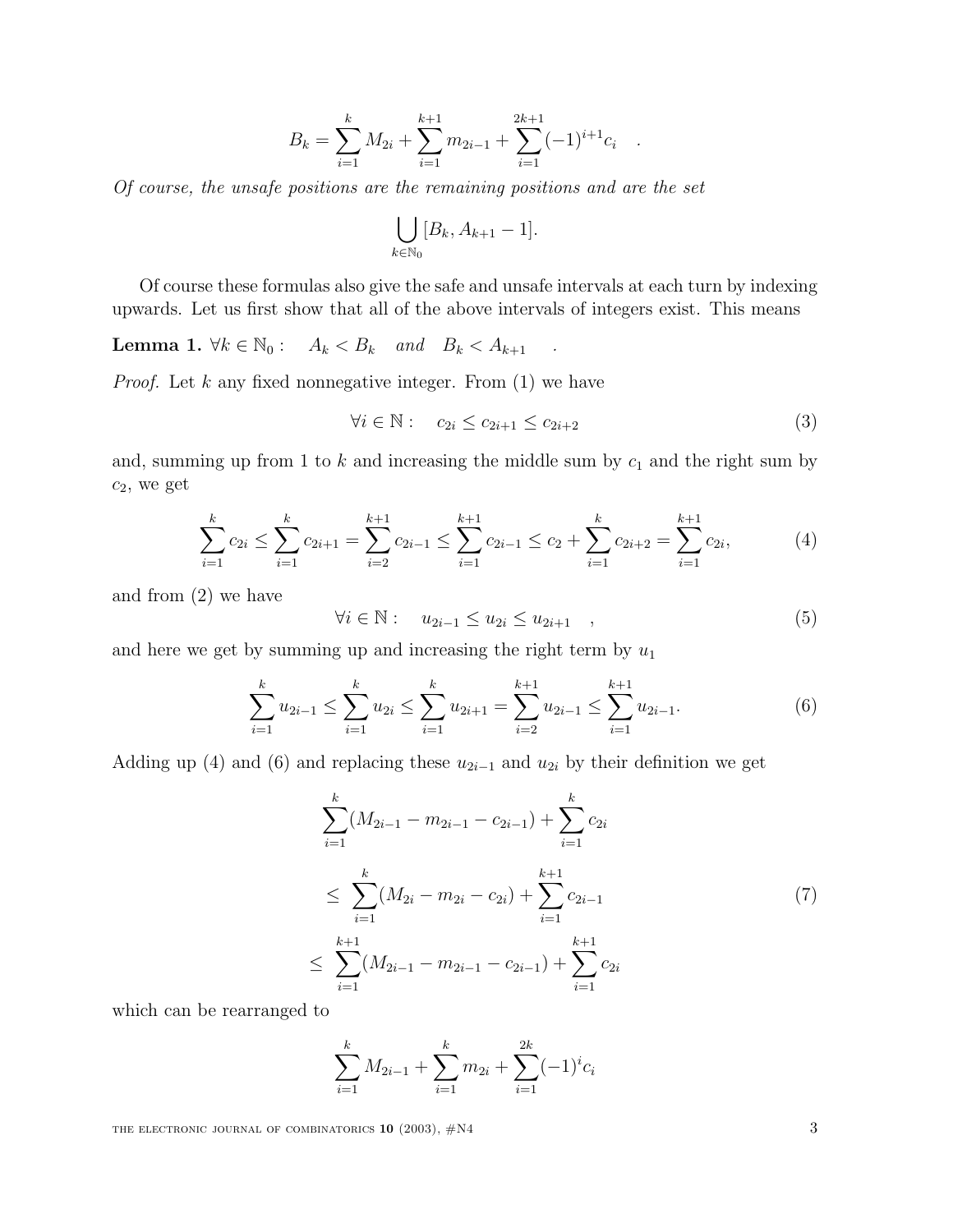$$B_k = \sum_{i=1}^{k} M_{2i} + \sum_{i=1}^{k+1} m_{2i-1} + \sum_{i=1}^{2k+1} (-1)^{i+1} c_i \quad .$$

*Of course, the unsafe positions are the remaining positions and are the set*

$$\bigcup_{k \in \mathbb{N}_0} [B_k, A_{k+1} - 1].$$

Of course these formulas also give the safe and unsafe intervals at each turn by indexing upwards. Let us first show that all of the above intervals of integers exist. This means

**Lemma 1.** $\forall k \in \mathbb{N}_0 : \quad A_k < B_k \quad and \quad B_k < A_{k+1} \quad .$

*Proof.* Let $k$ any fixed nonnegative integer. From (1) we have

$$\forall i \in \mathbb{N} : \quad c_{2i} \leq c_{2i+1} \leq c_{2i+2} \tag{3}$$

and, summing up from 1 to $k$ and increasing the middle sum by $c_1$ and the right sum by $c_2$, we get

$$\sum_{i=1}^{k} c_{2i} \leq \sum_{i=1}^{k} c_{2i+1} = \sum_{i=2}^{k+1} c_{2i-1} \leq \sum_{i=1}^{k+1} c_{2i-1} \leq c_2 + \sum_{i=1}^{k} c_{2i+2} = \sum_{i=1}^{k+1} c_{2i}, \tag{4}$$

and from (2) we have

$$\forall i \in \mathbb{N} : \quad u_{2i-1} \leq u_{2i} \leq u_{2i+1} \quad , \tag{5}$$

and here we get by summing up and increasing the right term by $u_1$

$$\sum_{i=1}^{k} u_{2i-1} \leq \sum_{i=1}^{k} u_{2i} \leq \sum_{i=1}^{k} u_{2i+1} = \sum_{i=2}^{k+1} u_{2i-1} \leq \sum_{i=1}^{k+1} u_{2i-1}. \tag{6}$$

Adding up (4) and (6) and replacing these $u_{2i-1}$ and $u_{2i}$ by their definition we get

$$\begin{aligned}
&\sum_{i=1}^{k} (M_{2i-1} - m_{2i-1} - c_{2i-1}) + \sum_{i=1}^{k} c_{2i} \\
&\leq \sum_{i=1}^{k} (M_{2i} - m_{2i} - c_{2i}) + \sum_{i=1}^{k+1} c_{2i-1} \\
&\leq \sum_{i=1}^{k+1} (M_{2i-1} - m_{2i-1} - c_{2i-1}) + \sum_{i=1}^{k+1} c_{2i}
\end{aligned} \tag{7}$$

which can be rearranged to

$$\sum_{i=1}^{k} M_{2i-1} + \sum_{i=1}^{k} m_{2i} + \sum_{i=1}^{2k} (-1)^i c_i$$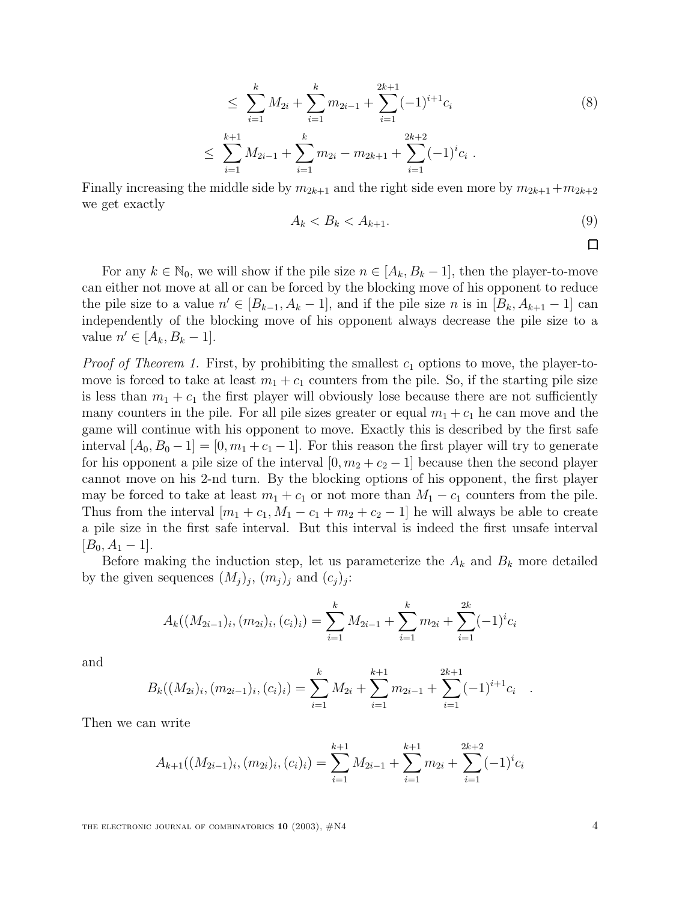$$\leq \sum_{i=1}^{k} M_{2i} + \sum_{i=1}^{k} m_{2i-1} + \sum_{i=1}^{2k+1} (-1)^{i+1} c_i \tag{8}$$

$$\leq \sum_{i=1}^{k+1} M_{2i-1} + \sum_{i=1}^{k} m_{2i} - m_{2k+1} + \sum_{i=1}^{2k+2} (-1)^{i} c_i \ .$$

Finally increasing the middle side by $m_{2k+1}$ and the right side even more by $m_{2k+1}+m_{2k+2}$ we get exactly

$$A_k < B_k < A_{k+1}. \tag{9}$$

□

For any $k \in \mathbb{N}_0$, we will show if the pile size $n \in [A_k, B_k - 1]$, then the player-to-move can either not move at all or can be forced by the blocking move of his opponent to reduce the pile size to a value $n' \in [B_{k-1}, A_k - 1]$, and if the pile size $n$ is in $[B_k, A_{k+1} - 1]$ can independently of the blocking move of his opponent always decrease the pile size to a value $n' \in [A_k, B_k - 1]$.

*Proof of Theorem 1.* First, by prohibiting the smallest $c_1$ options to move, the player-to-move is forced to take at least $m_1 + c_1$ counters from the pile. So, if the starting pile size is less than $m_1 + c_1$ the first player will obviously lose because there are not sufficiently many counters in the pile. For all pile sizes greater or equal $m_1 + c_1$ he can move and the game will continue with his opponent to move. Exactly this is described by the first safe interval $[A_0, B_0 - 1] = [0, m_1 + c_1 - 1]$. For this reason the first player will try to generate for his opponent a pile size of the interval $[0, m_2 + c_2 - 1]$ because then the second player cannot move on his 2-nd turn. By the blocking options of his opponent, the first player may be forced to take at least $m_1 + c_1$ or not more than $M_1 - c_1$ counters from the pile. Thus from the interval $[m_1 + c_1, M_1 - c_1 + m_2 + c_2 - 1]$ he will always be able to create a pile size in the first safe interval. But this interval is indeed the first unsafe interval $[B_0, A_1 - 1]$.

Before making the induction step, let us parameterize the $A_k$ and $B_k$ more detailed by the given sequences $(M_j)_j$, $(m_j)_j$ and $(c_j)_j$:

$$A_k((M_{2i-1})_i, (m_{2i})_i, (c_i)_i) = \sum_{i=1}^{k} M_{2i-1} + \sum_{i=1}^{k} m_{2i} + \sum_{i=1}^{2k} (-1)^i c_i$$

and

$$B_k((M_{2i})_i, (m_{2i-1})_i, (c_i)_i) = \sum_{i=1}^{k} M_{2i} + \sum_{i=1}^{k+1} m_{2i-1} + \sum_{i=1}^{2k+1} (-1)^{i+1} c_i \quad .$$

Then we can write

$$A_{k+1}((M_{2i-1})_i, (m_{2i})_i, (c_i)_i) = \sum_{i=1}^{k+1} M_{2i-1} + \sum_{i=1}^{k+1} m_{2i} + \sum_{i=1}^{2k+2} (-1)^i c_i$$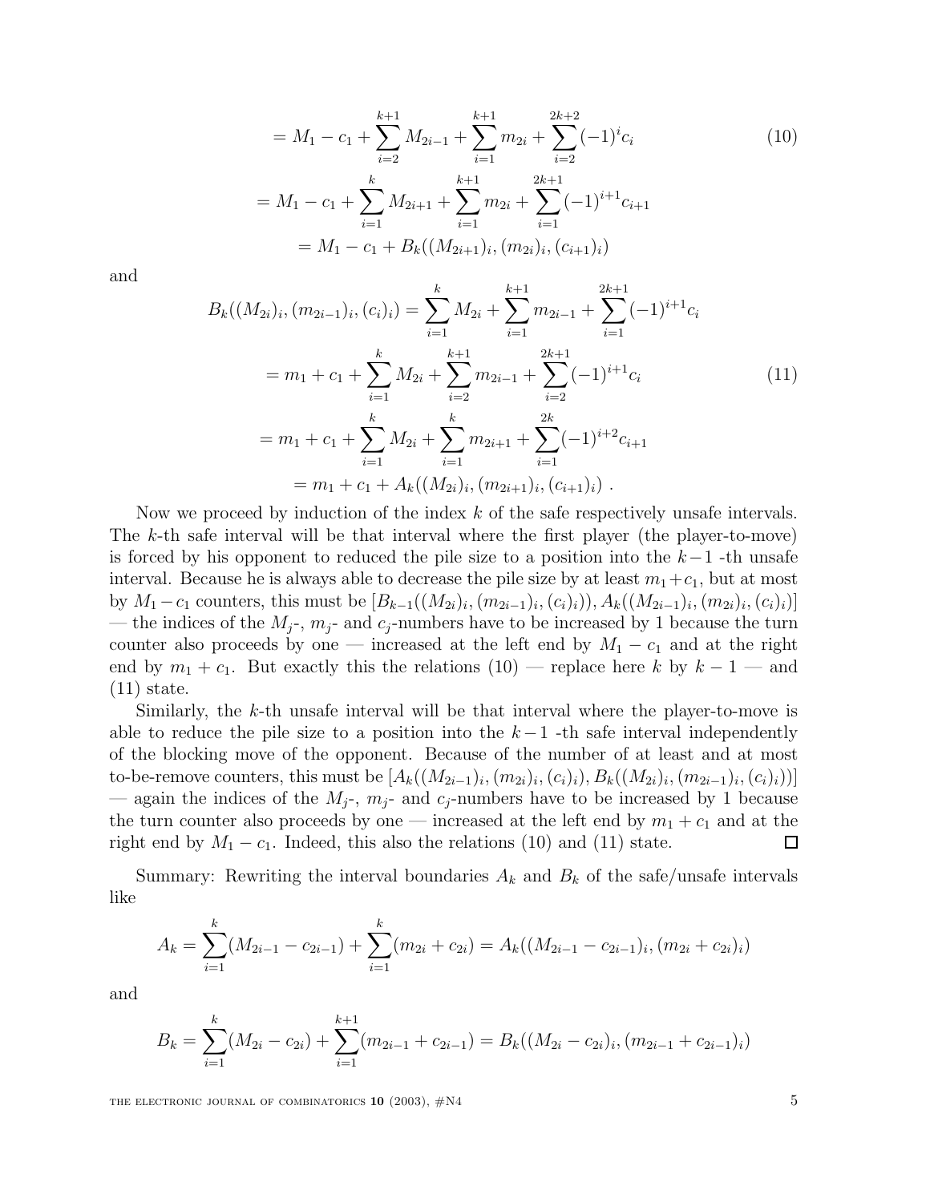$$
\begin{aligned}
&= M_1 - c_1 + \sum_{i=2}^{k+1} M_{2i-1} + \sum_{i=1}^{k+1} m_{2i} + \sum_{i=2}^{2k+2} (-1)^i c_i \\
&= M_1 - c_1 + \sum_{i=1}^{k} M_{2i+1} + \sum_{i=1}^{k+1} m_{2i} + \sum_{i=1}^{2k+1} (-1)^{i+1} c_{i+1} \\
&= M_1 - c_1 + B_k((M_{2i+1})_i, (m_{2i})_i, (c_{i+1})_i)
\end{aligned} \tag{10}
$$

and

$$
\begin{aligned}
B_k((M_{2i})_i, (m_{2i-1})_i, (c_i)_i) &= \sum_{i=1}^{k} M_{2i} + \sum_{i=1}^{k+1} m_{2i-1} + \sum_{i=1}^{2k+1} (-1)^{i+1} c_i \\
&= m_1 + c_1 + \sum_{i=1}^{k} M_{2i} + \sum_{i=2}^{k+1} m_{2i-1} + \sum_{i=2}^{2k+1} (-1)^{i+1} c_i \\
&= m_1 + c_1 + \sum_{i=1}^{k} M_{2i} + \sum_{i=1}^{k} m_{2i+1} + \sum_{i=1}^{2k} (-1)^{i+2} c_{i+1} \\
&= m_1 + c_1 + A_k((M_{2i})_i, (m_{2i+1})_i, (c_{i+1})_i) \ .
\end{aligned} \tag{11}
$$

Now we proceed by induction of the index $k$ of the safe respectively unsafe intervals. The $k$-th safe interval will be that interval where the first player (the player-to-move) is forced by his opponent to reduced the pile size to a position into the $k-1$ -th unsafe interval. Because he is always able to decrease the pile size by at least $m_1+c_1$, but at most by $M_1-c_1$ counters, this must be $[B_{k-1}((M_{2i})_i, (m_{2i-1})_i, (c_i)_i)), A_k((M_{2i-1})_i, (m_{2i})_i, (c_i)_i)]$ — the indices of the $M_j$-, $m_j$- and $c_j$-numbers have to be increased by 1 because the turn counter also proceeds by one — increased at the left end by $M_1 - c_1$ and at the right end by $m_1 + c_1$. But exactly this the relations (10) — replace here $k$ by $k-1$ — and (11) state.

Similarly, the $k$-th unsafe interval will be that interval where the player-to-move is able to reduce the pile size to a position into the $k-1$ -th safe interval independently of the blocking move of the opponent. Because of the number of at least and at most to-be-remove counters, this must be $[A_k((M_{2i-1})_i, (m_{2i})_i, (c_i)_i), B_k((M_{2i})_i, (m_{2i-1})_i, (c_i)_i))]$ — again the indices of the $M_j$-, $m_j$- and $c_j$-numbers have to be increased by 1 because the turn counter also proceeds by one — increased at the left end by $m_1 + c_1$ and at the right end by $M_1 - c_1$. Indeed, this also the relations (10) and (11) state. □

Summary: Rewriting the interval boundaries $A_k$ and $B_k$ of the safe/unsafe intervals like

$$
A_k = \sum_{i=1}^{k} (M_{2i-1} - c_{2i-1}) + \sum_{i=1}^{k} (m_{2i} + c_{2i}) = A_k((M_{2i-1} - c_{2i-1})_i, (m_{2i} + c_{2i})_i)
$$

and

$$
B_k = \sum_{i=1}^{k} (M_{2i} - c_{2i}) + \sum_{i=1}^{k+1} (m_{2i-1} + c_{2i-1}) = B_k((M_{2i} - c_{2i})_i, (m_{2i-1} + c_{2i-1})_i)
$$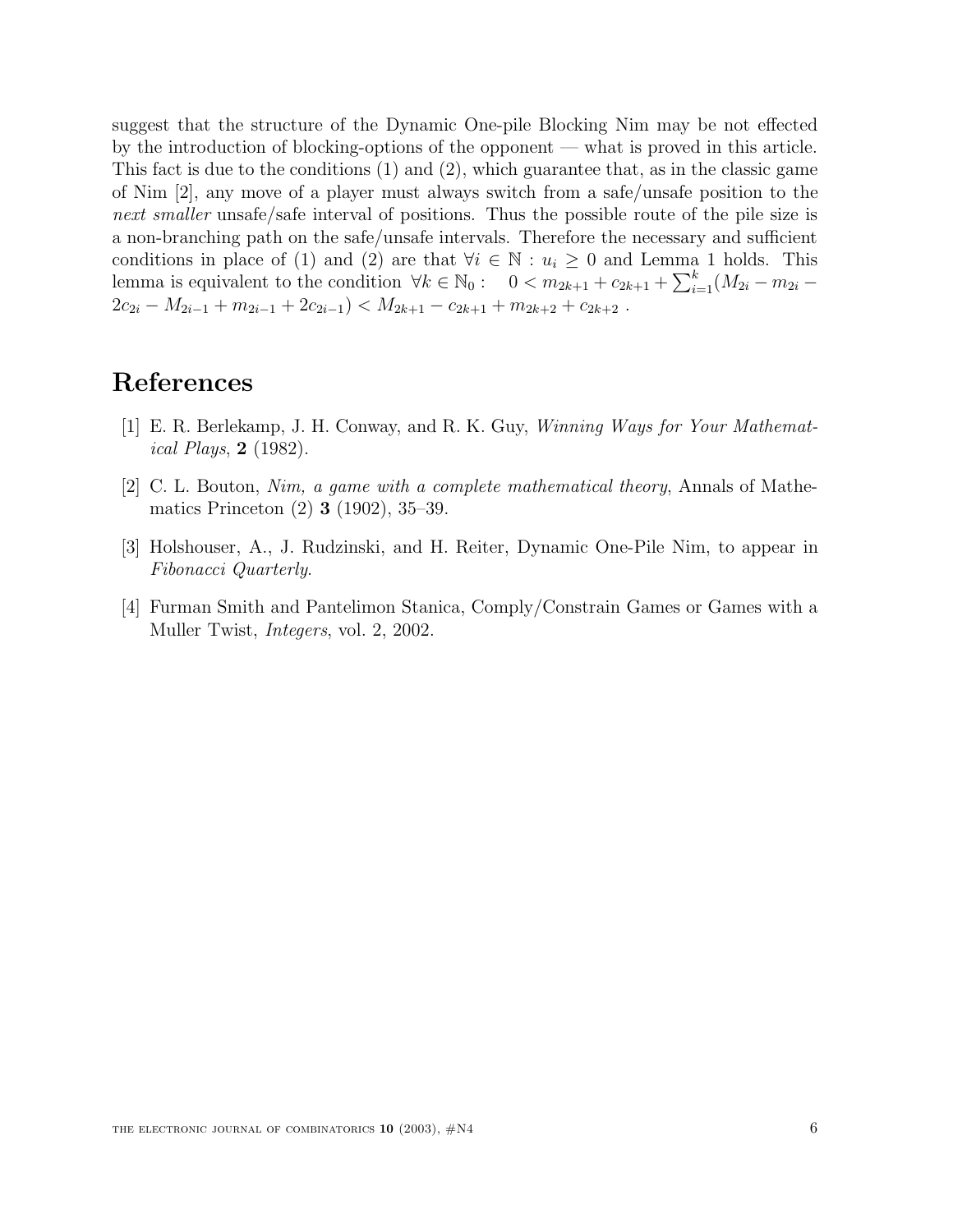suggest that the structure of the Dynamic One-pile Blocking Nim may be not effected by the introduction of blocking-options of the opponent — what is proved in this article. This fact is due to the conditions (1) and (2), which guarantee that, as in the classic game of Nim [2], any move of a player must always switch from a safe/unsafe position to the *next smaller* unsafe/safe interval of positions. Thus the possible route of the pile size is a non-branching path on the safe/unsafe intervals. Therefore the necessary and sufficient conditions in place of (1) and (2) are that $\forall i \in \mathbb{N} : u_i \geq 0$ and Lemma 1 holds. This lemma is equivalent to the condition $\forall k \in \mathbb{N}_0 : \quad 0 < m_{2k+1} + c_{2k+1} + \sum_{i=1}^{k}(M_{2i} - m_{2i} - 2c_{2i} - M_{2i-1} + m_{2i-1} + 2c_{2i-1}) < M_{2k+1} - c_{2k+1} + m_{2k+2} + c_{2k+2}$ .

## References

[1] E. R. Berlekamp, J. H. Conway, and R. K. Guy, *Winning Ways for Your Mathematical Plays*, **2** (1982).

[2] C. L. Bouton, *Nim, a game with a complete mathematical theory*, Annals of Mathematics Princeton (2) **3** (1902), 35–39.

[3] Holshouser, A., J. Rudzinski, and H. Reiter, Dynamic One-Pile Nim, to appear in *Fibonacci Quarterly*.

[4] Furman Smith and Pantelimon Stanica, Comply/Constrain Games or Games with a Muller Twist, *Integers*, vol. 2, 2002.